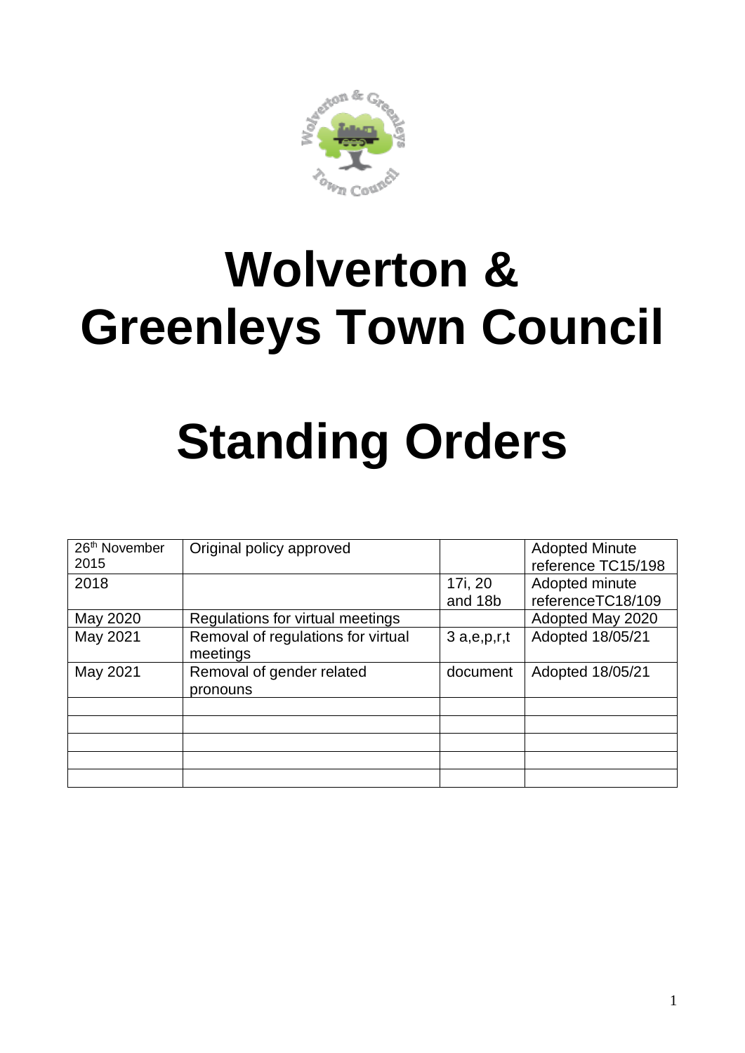# Wolverton & Greenleys Town Council

# Standing Orders

| 26th November 2015 | Original policy approved | | Adopted Minute reference TC15/198 |
|---|---|---|---|
| 2018 | | 17i, 20 and 18b | Adopted minute referenceTC18/109 |
| May 2020 | Regulations for virtual meetings | | Adopted May 2020 |
| May 2021 | Removal of regulations for virtual meetings | 3 a,e,p,r,t | Adopted 18/05/21 |
| May 2021 | Removal of gender related pronouns | document | Adopted 18/05/21 |
| | | | |
| | | | |
| | | | |
| | | | |
| | | | |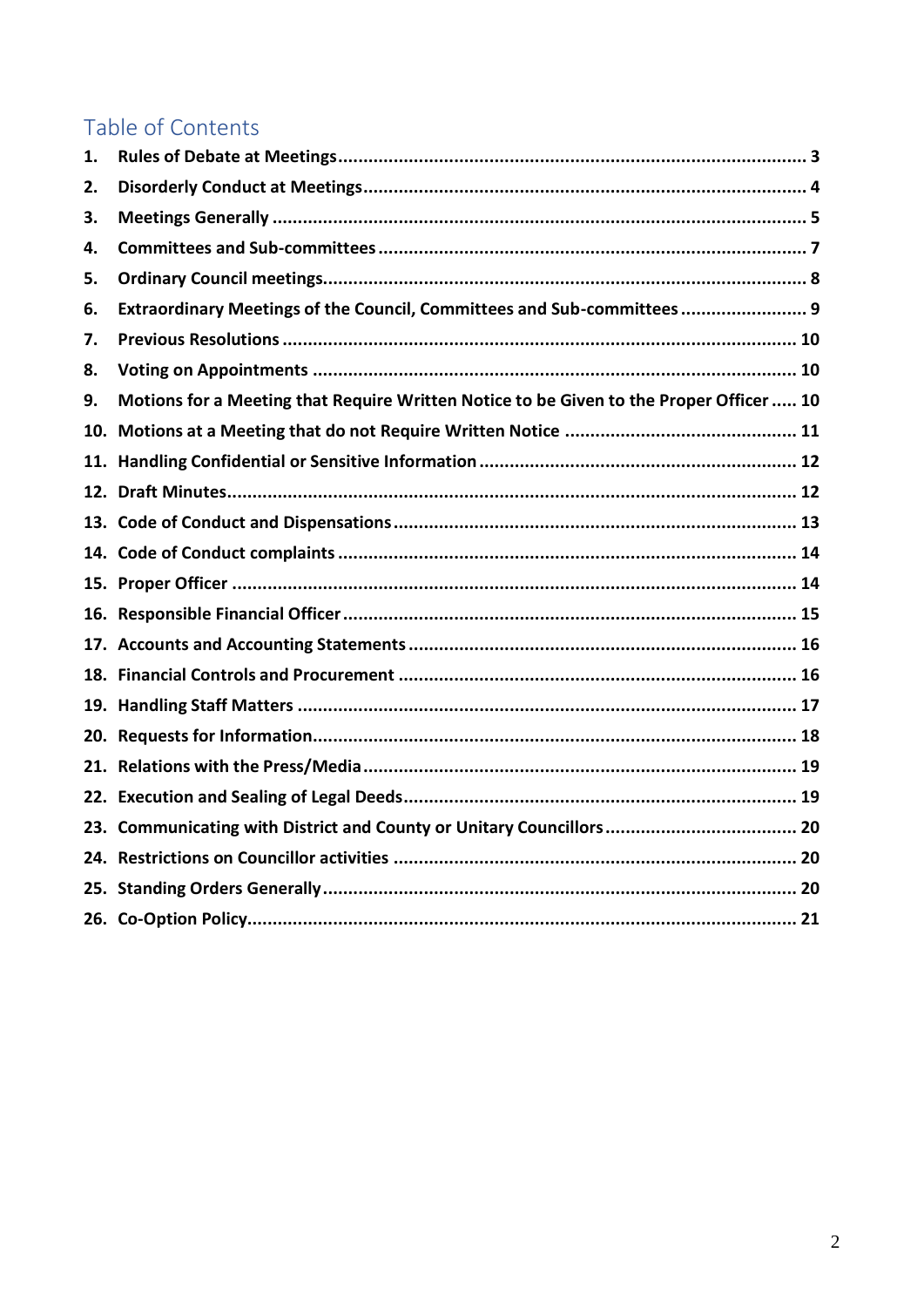# Table of Contents

1. **Rules of Debate at Meetings** ........................................ 3
2. **Disorderly Conduct at Meetings** ........................................ 4
3. **Meetings Generally** ........................................ 5
4. **Committees and Sub-committees** ........................................ 7
5. **Ordinary Council meetings** ........................................ 8
6. **Extraordinary Meetings of the Council, Committees and Sub-committees** ........................................ 9
7. **Previous Resolutions** ........................................ 10
8. **Voting on Appointments** ........................................ 10
9. **Motions for a Meeting that Require Written Notice to be Given to the Proper Officer** ........................................ 10
10. **Motions at a Meeting that do not Require Written Notice** ........................................ 11
11. **Handling Confidential or Sensitive Information** ........................................ 12
12. **Draft Minutes** ........................................ 12
13. **Code of Conduct and Dispensations** ........................................ 13
14. **Code of Conduct complaints** ........................................ 14
15. **Proper Officer** ........................................ 14
16. **Responsible Financial Officer** ........................................ 15
17. **Accounts and Accounting Statements** ........................................ 16
18. **Financial Controls and Procurement** ........................................ 16
19. **Handling Staff Matters** ........................................ 17
20. **Requests for Information** ........................................ 18
21. **Relations with the Press/Media** ........................................ 19
22. **Execution and Sealing of Legal Deeds** ........................................ 19
23. **Communicating with District and County or Unitary Councillors** ........................................ 20
24. **Restrictions on Councillor activities** ........................................ 20
25. **Standing Orders Generally** ........................................ 20
26. **Co-Option Policy** ........................................ 21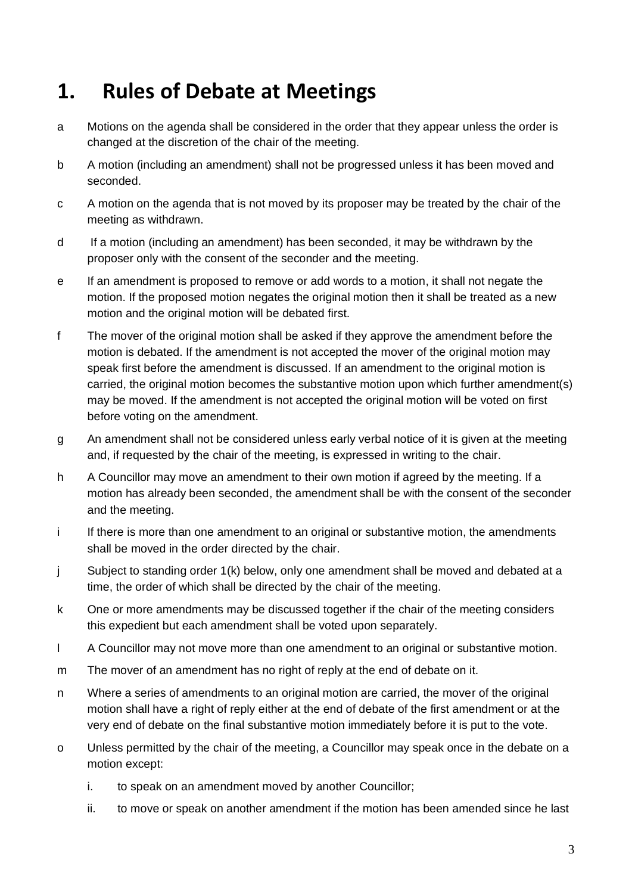# 1. Rules of Debate at Meetings

a Motions on the agenda shall be considered in the order that they appear unless the order is changed at the discretion of the chair of the meeting.

b A motion (including an amendment) shall not be progressed unless it has been moved and seconded.

c A motion on the agenda that is not moved by its proposer may be treated by the chair of the meeting as withdrawn.

d If a motion (including an amendment) has been seconded, it may be withdrawn by the proposer only with the consent of the seconder and the meeting.

e If an amendment is proposed to remove or add words to a motion, it shall not negate the motion. If the proposed motion negates the original motion then it shall be treated as a new motion and the original motion will be debated first.

f The mover of the original motion shall be asked if they approve the amendment before the motion is debated. If the amendment is not accepted the mover of the original motion may speak first before the amendment is discussed. If an amendment to the original motion is carried, the original motion becomes the substantive motion upon which further amendment(s) may be moved. If the amendment is not accepted the original motion will be voted on first before voting on the amendment.

g An amendment shall not be considered unless early verbal notice of it is given at the meeting and, if requested by the chair of the meeting, is expressed in writing to the chair.

h A Councillor may move an amendment to their own motion if agreed by the meeting. If a motion has already been seconded, the amendment shall be with the consent of the seconder and the meeting.

i If there is more than one amendment to an original or substantive motion, the amendments shall be moved in the order directed by the chair.

j Subject to standing order 1(k) below, only one amendment shall be moved and debated at a time, the order of which shall be directed by the chair of the meeting.

k One or more amendments may be discussed together if the chair of the meeting considers this expedient but each amendment shall be voted upon separately.

l A Councillor may not move more than one amendment to an original or substantive motion.

m The mover of an amendment has no right of reply at the end of debate on it.

n Where a series of amendments to an original motion are carried, the mover of the original motion shall have a right of reply either at the end of debate of the first amendment or at the very end of debate on the final substantive motion immediately before it is put to the vote.

o Unless permitted by the chair of the meeting, a Councillor may speak once in the debate on a motion except:

   i. to speak on an amendment moved by another Councillor;

   ii. to move or speak on another amendment if the motion has been amended since he last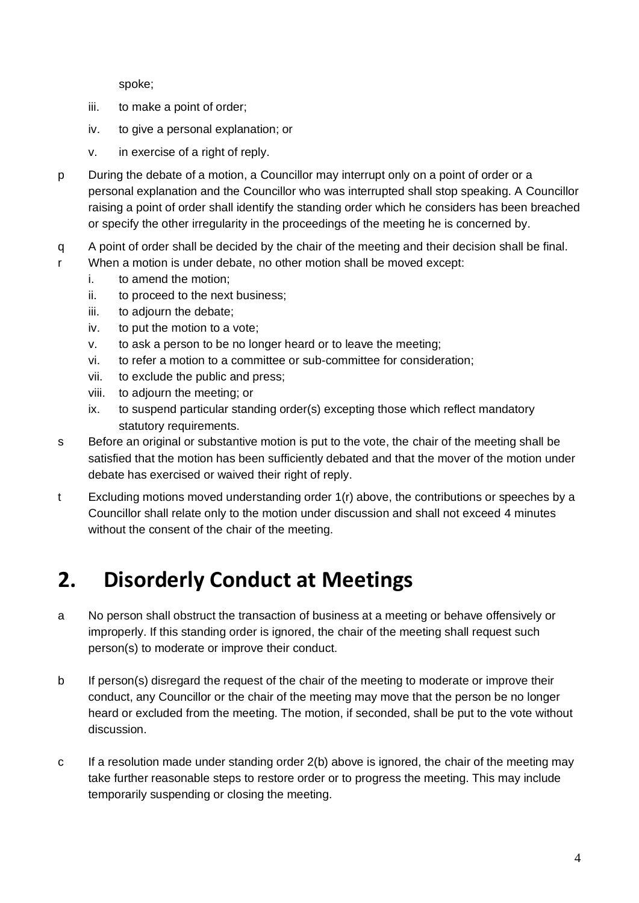spoke;

iii. to make a point of order;

iv. to give a personal explanation; or

v. in exercise of a right of reply.

p During the debate of a motion, a Councillor may interrupt only on a point of order or a personal explanation and the Councillor who was interrupted shall stop speaking. A Councillor raising a point of order shall identify the standing order which he considers has been breached or specify the other irregularity in the proceedings of the meeting he is concerned by.

q A point of order shall be decided by the chair of the meeting and their decision shall be final.

r When a motion is under debate, no other motion shall be moved except:

i. to amend the motion;
ii. to proceed to the next business;
iii. to adjourn the debate;
iv. to put the motion to a vote;
v. to ask a person to be no longer heard or to leave the meeting;
vi. to refer a motion to a committee or sub-committee for consideration;
vii. to exclude the public and press;
viii. to adjourn the meeting; or
ix. to suspend particular standing order(s) excepting those which reflect mandatory statutory requirements.

s Before an original or substantive motion is put to the vote, the chair of the meeting shall be satisfied that the motion has been sufficiently debated and that the mover of the motion under debate has exercised or waived their right of reply.

t Excluding motions moved understanding order 1(r) above, the contributions or speeches by a Councillor shall relate only to the motion under discussion and shall not exceed 4 minutes without the consent of the chair of the meeting.

## 2. Disorderly Conduct at Meetings

a No person shall obstruct the transaction of business at a meeting or behave offensively or improperly. If this standing order is ignored, the chair of the meeting shall request such person(s) to moderate or improve their conduct.

b If person(s) disregard the request of the chair of the meeting to moderate or improve their conduct, any Councillor or the chair of the meeting may move that the person be no longer heard or excluded from the meeting. The motion, if seconded, shall be put to the vote without discussion.

c If a resolution made under standing order 2(b) above is ignored, the chair of the meeting may take further reasonable steps to restore order or to progress the meeting. This may include temporarily suspending or closing the meeting.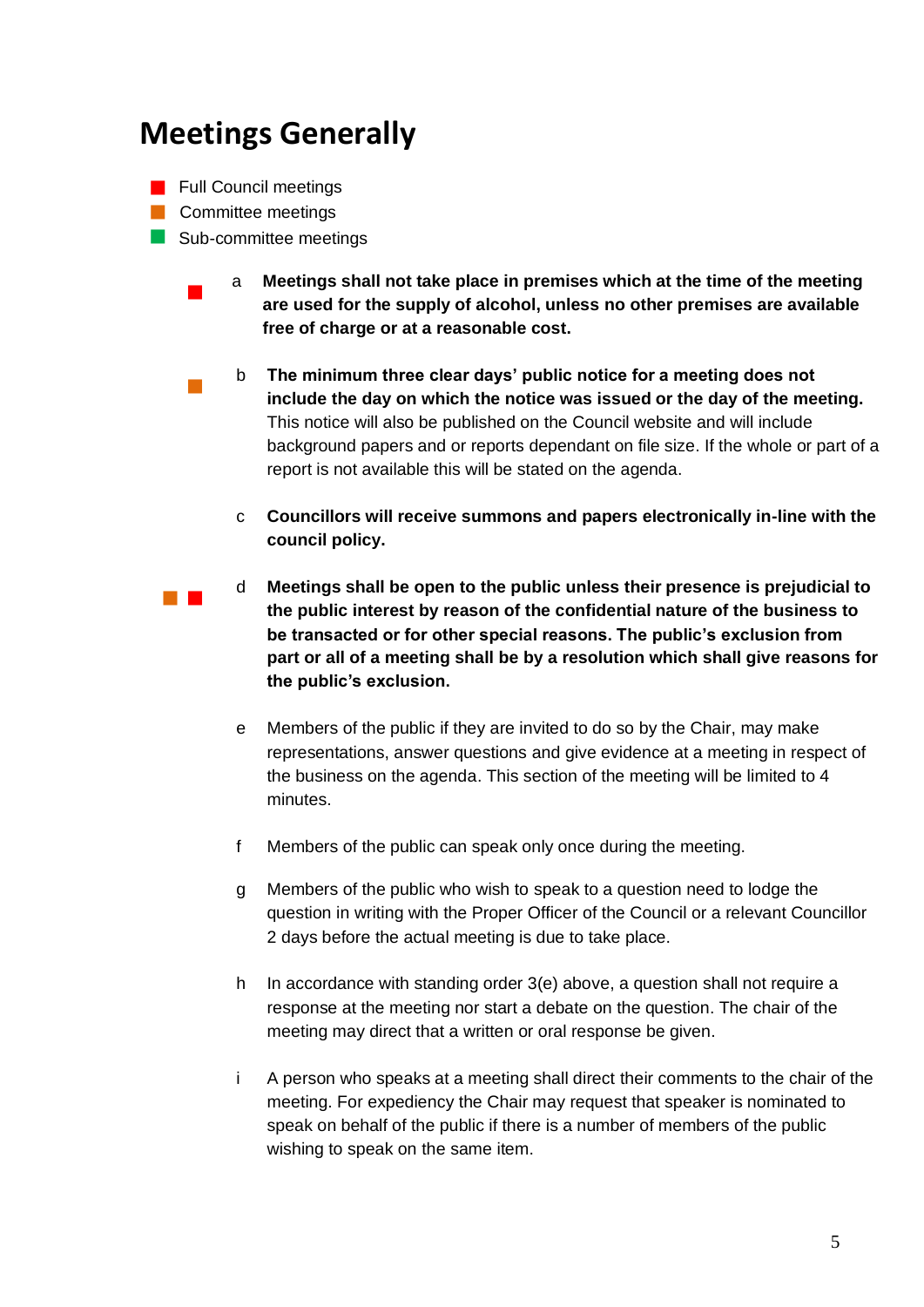# Meetings Generally

- Full Council meetings
- Committee meetings
- Sub-committee meetings

a **Meetings shall not take place in premises which at the time of the meeting are used for the supply of alcohol, unless no other premises are available free of charge or at a reasonable cost.**

b **The minimum three clear days' public notice for a meeting does not include the day on which the notice was issued or the day of the meeting.** This notice will also be published on the Council website and will include background papers and or reports dependant on file size. If the whole or part of a report is not available this will be stated on the agenda.

c **Councillors will receive summons and papers electronically in-line with the council policy.**

d **Meetings shall be open to the public unless their presence is prejudicial to the public interest by reason of the confidential nature of the business to be transacted or for other special reasons. The public's exclusion from part or all of a meeting shall be by a resolution which shall give reasons for the public's exclusion.**

e Members of the public if they are invited to do so by the Chair, may make representations, answer questions and give evidence at a meeting in respect of the business on the agenda. This section of the meeting will be limited to 4 minutes.

f Members of the public can speak only once during the meeting.

g Members of the public who wish to speak to a question need to lodge the question in writing with the Proper Officer of the Council or a relevant Councillor 2 days before the actual meeting is due to take place.

h In accordance with standing order 3(e) above, a question shall not require a response at the meeting nor start a debate on the question. The chair of the meeting may direct that a written or oral response be given.

i A person who speaks at a meeting shall direct their comments to the chair of the meeting. For expediency the Chair may request that speaker is nominated to speak on behalf of the public if there is a number of members of the public wishing to speak on the same item.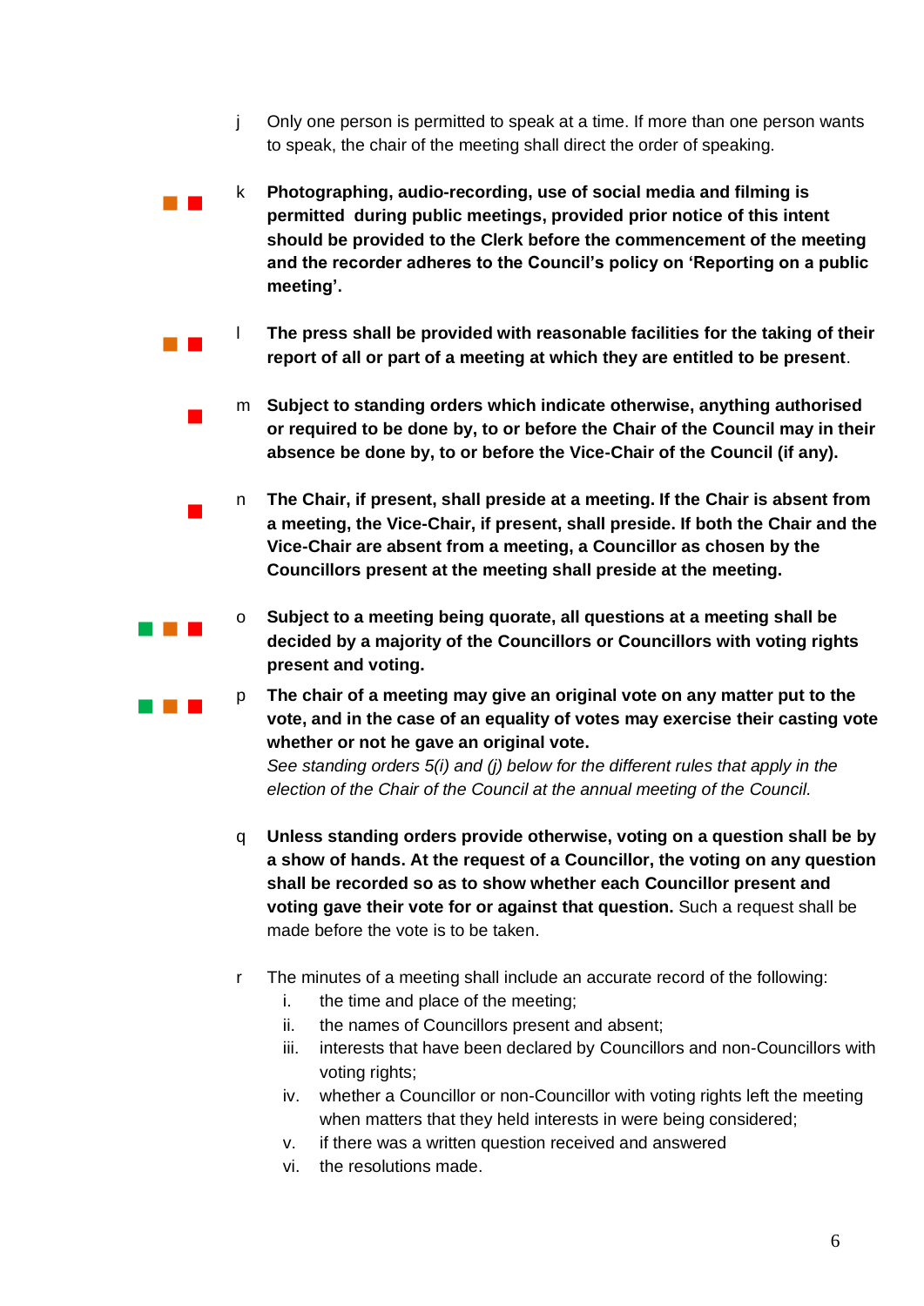j Only one person is permitted to speak at a time. If more than one person wants to speak, the chair of the meeting shall direct the order of speaking.

k **Photographing, audio-recording, use of social media and filming is permitted during public meetings, provided prior notice of this intent should be provided to the Clerk before the commencement of the meeting and the recorder adheres to the Council's policy on 'Reporting on a public meeting'.**

l **The press shall be provided with reasonable facilities for the taking of their report of all or part of a meeting at which they are entitled to be present**.

m **Subject to standing orders which indicate otherwise, anything authorised or required to be done by, to or before the Chair of the Council may in their absence be done by, to or before the Vice-Chair of the Council (if any).**

n **The Chair, if present, shall preside at a meeting. If the Chair is absent from a meeting, the Vice-Chair, if present, shall preside. If both the Chair and the Vice-Chair are absent from a meeting, a Councillor as chosen by the Councillors present at the meeting shall preside at the meeting.**

o **Subject to a meeting being quorate, all questions at a meeting shall be decided by a majority of the Councillors or Councillors with voting rights present and voting.**

p **The chair of a meeting may give an original vote on any matter put to the vote, and in the case of an equality of votes may exercise their casting vote whether or not he gave an original vote.**
*See standing orders 5(i) and (j) below for the different rules that apply in the election of the Chair of the Council at the annual meeting of the Council.*

q **Unless standing orders provide otherwise, voting on a question shall be by a show of hands. At the request of a Councillor, the voting on any question shall be recorded so as to show whether each Councillor present and voting gave their vote for or against that question.** Such a request shall be made before the vote is to be taken.

r The minutes of a meeting shall include an accurate record of the following:

i. the time and place of the meeting;
ii. the names of Councillors present and absent;
iii. interests that have been declared by Councillors and non-Councillors with voting rights;
iv. whether a Councillor or non-Councillor with voting rights left the meeting when matters that they held interests in were being considered;
v. if there was a written question received and answered
vi. the resolutions made.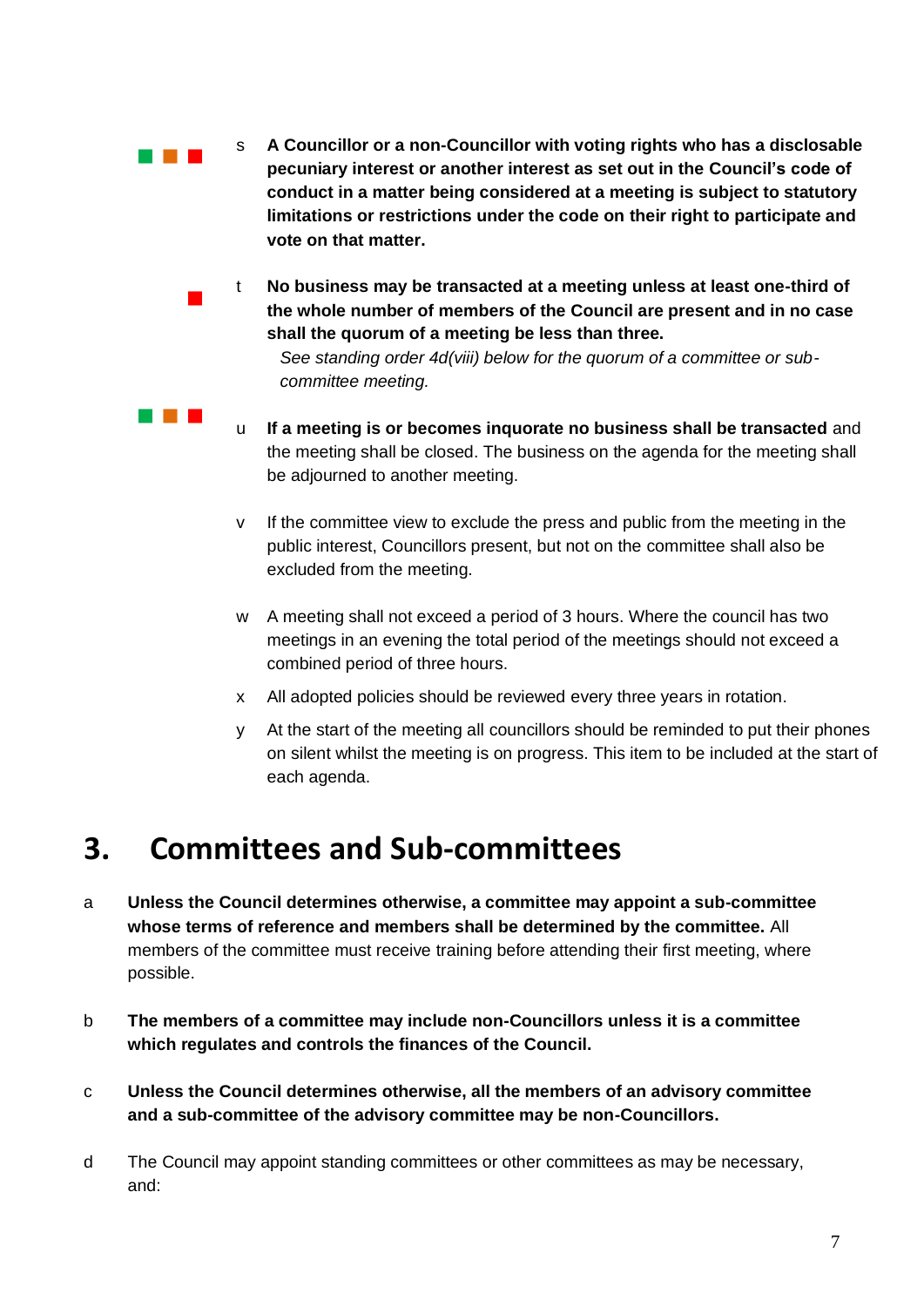s **A Councillor or a non-Councillor with voting rights who has a disclosable pecuniary interest or another interest as set out in the Council's code of conduct in a matter being considered at a meeting is subject to statutory limitations or restrictions under the code on their right to participate and vote on that matter.**

t **No business may be transacted at a meeting unless at least one-third of the whole number of members of the Council are present and in no case shall the quorum of a meeting be less than three.**

*See standing order 4d(viii) below for the quorum of a committee or sub-committee meeting.*

u **If a meeting is or becomes inquorate no business shall be transacted** and the meeting shall be closed. The business on the agenda for the meeting shall be adjourned to another meeting.

v If the committee view to exclude the press and public from the meeting in the public interest, Councillors present, but not on the committee shall also be excluded from the meeting.

w A meeting shall not exceed a period of 3 hours. Where the council has two meetings in an evening the total period of the meetings should not exceed a combined period of three hours.

x All adopted policies should be reviewed every three years in rotation.

y At the start of the meeting all councillors should be reminded to put their phones on silent whilst the meeting is on progress. This item to be included at the start of each agenda.

# 3. Committees and Sub-committees

a **Unless the Council determines otherwise, a committee may appoint a sub-committee whose terms of reference and members shall be determined by the committee.** All members of the committee must receive training before attending their first meeting, where possible.

b **The members of a committee may include non-Councillors unless it is a committee which regulates and controls the finances of the Council.**

c **Unless the Council determines otherwise, all the members of an advisory committee and a sub-committee of the advisory committee may be non-Councillors.**

d The Council may appoint standing committees or other committees as may be necessary, and: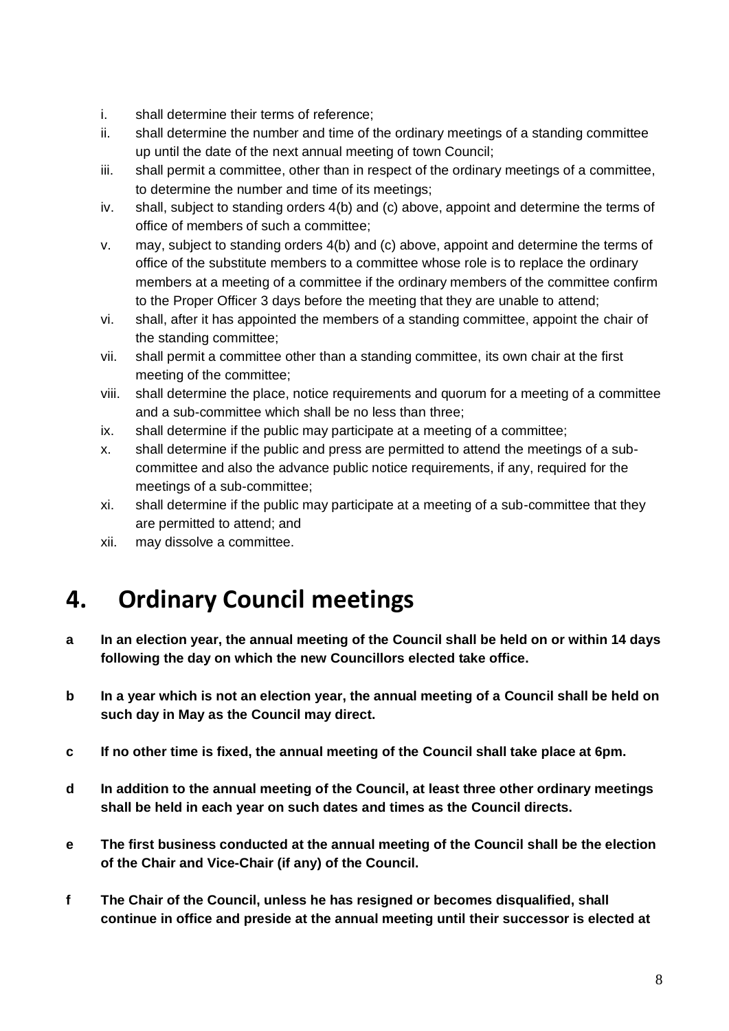i. shall determine their terms of reference;
ii. shall determine the number and time of the ordinary meetings of a standing committee up until the date of the next annual meeting of town Council;
iii. shall permit a committee, other than in respect of the ordinary meetings of a committee, to determine the number and time of its meetings;
iv. shall, subject to standing orders 4(b) and (c) above, appoint and determine the terms of office of members of such a committee;
v. may, subject to standing orders 4(b) and (c) above, appoint and determine the terms of office of the substitute members to a committee whose role is to replace the ordinary members at a meeting of a committee if the ordinary members of the committee confirm to the Proper Officer 3 days before the meeting that they are unable to attend;
vi. shall, after it has appointed the members of a standing committee, appoint the chair of the standing committee;
vii. shall permit a committee other than a standing committee, its own chair at the first meeting of the committee;
viii. shall determine the place, notice requirements and quorum for a meeting of a committee and a sub-committee which shall be no less than three;
ix. shall determine if the public may participate at a meeting of a committee;
x. shall determine if the public and press are permitted to attend the meetings of a sub-committee and also the advance public notice requirements, if any, required for the meetings of a sub-committee;
xi. shall determine if the public may participate at a meeting of a sub-committee that they are permitted to attend; and
xii. may dissolve a committee.

# 4. Ordinary Council meetings

**a In an election year, the annual meeting of the Council shall be held on or within 14 days following the day on which the new Councillors elected take office.**

**b In a year which is not an election year, the annual meeting of a Council shall be held on such day in May as the Council may direct.**

**c If no other time is fixed, the annual meeting of the Council shall take place at 6pm.**

**d In addition to the annual meeting of the Council, at least three other ordinary meetings shall be held in each year on such dates and times as the Council directs.**

**e The first business conducted at the annual meeting of the Council shall be the election of the Chair and Vice-Chair (if any) of the Council.**

**f The Chair of the Council, unless he has resigned or becomes disqualified, shall continue in office and preside at the annual meeting until their successor is elected at**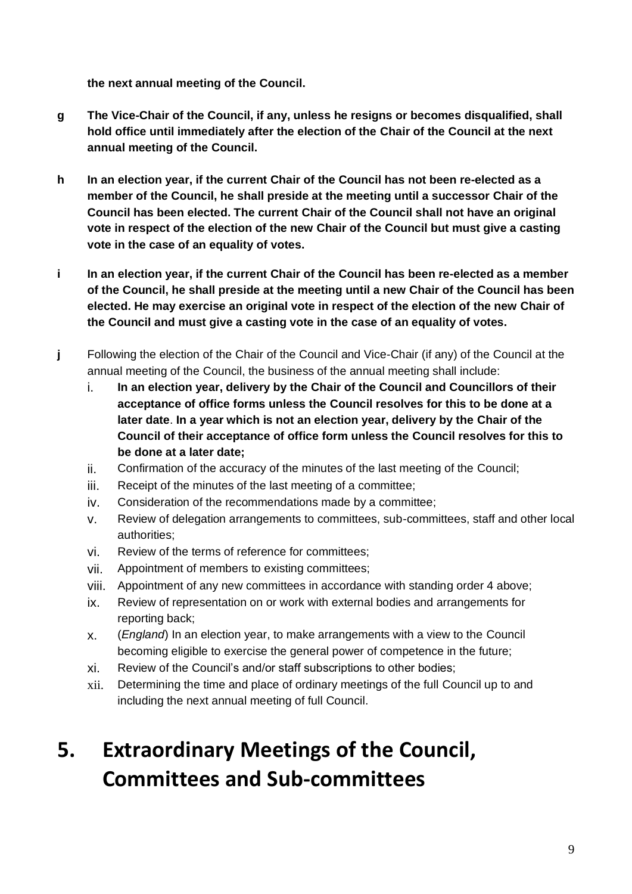**the next annual meeting of the Council.**

**g** **The Vice-Chair of the Council, if any, unless he resigns or becomes disqualified, shall hold office until immediately after the election of the Chair of the Council at the next annual meeting of the Council.**

**h** **In an election year, if the current Chair of the Council has not been re-elected as a member of the Council, he shall preside at the meeting until a successor Chair of the Council has been elected. The current Chair of the Council shall not have an original vote in respect of the election of the new Chair of the Council but must give a casting vote in the case of an equality of votes.**

**i** **In an election year, if the current Chair of the Council has been re-elected as a member of the Council, he shall preside at the meeting until a new Chair of the Council has been elected. He may exercise an original vote in respect of the election of the new Chair of the Council and must give a casting vote in the case of an equality of votes.**

**j** Following the election of the Chair of the Council and Vice-Chair (if any) of the Council at the annual meeting of the Council, the business of the annual meeting shall include:

i. **In an election year, delivery by the Chair of the Council and Councillors of their acceptance of office forms unless the Council resolves for this to be done at a later date**. **In a year which is not an election year, delivery by the Chair of the Council of their acceptance of office form unless the Council resolves for this to be done at a later date;**
ii. Confirmation of the accuracy of the minutes of the last meeting of the Council;
iii. Receipt of the minutes of the last meeting of a committee;
iv. Consideration of the recommendations made by a committee;
v. Review of delegation arrangements to committees, sub-committees, staff and other local authorities;
vi. Review of the terms of reference for committees;
vii. Appointment of members to existing committees;
viii. Appointment of any new committees in accordance with standing order 4 above;
ix. Review of representation on or work with external bodies and arrangements for reporting back;
x. (*England*) In an election year, to make arrangements with a view to the Council becoming eligible to exercise the general power of competence in the future;
xi. Review of the Council's and/or staff subscriptions to other bodies;
xii. Determining the time and place of ordinary meetings of the full Council up to and including the next annual meeting of full Council.

# 5. Extraordinary Meetings of the Council, Committees and Sub-committees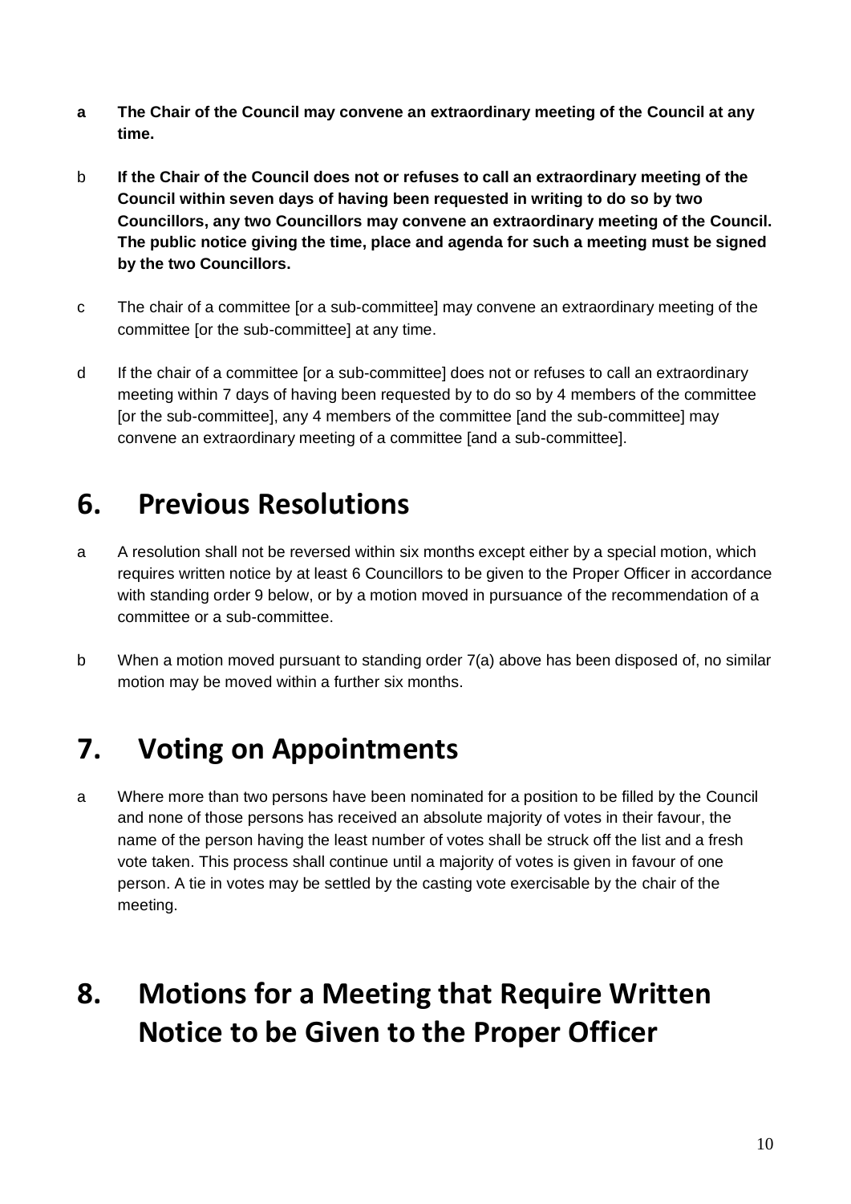- **a** **The Chair of the Council may convene an extraordinary meeting of the Council at any time.**

- b **If the Chair of the Council does not or refuses to call an extraordinary meeting of the Council within seven days of having been requested in writing to do so by two Councillors, any two Councillors may convene an extraordinary meeting of the Council. The public notice giving the time, place and agenda for such a meeting must be signed by the two Councillors.**

- c The chair of a committee [or a sub-committee] may convene an extraordinary meeting of the committee [or the sub-committee] at any time.

- d If the chair of a committee [or a sub-committee] does not or refuses to call an extraordinary meeting within 7 days of having been requested by to do so by 4 members of the committee [or the sub-committee], any 4 members of the committee [and the sub-committee] may convene an extraordinary meeting of a committee [and a sub-committee].

# 6. Previous Resolutions

- a A resolution shall not be reversed within six months except either by a special motion, which requires written notice by at least 6 Councillors to be given to the Proper Officer in accordance with standing order 9 below, or by a motion moved in pursuance of the recommendation of a committee or a sub-committee.

- b When a motion moved pursuant to standing order 7(a) above has been disposed of, no similar motion may be moved within a further six months.

# 7. Voting on Appointments

- a Where more than two persons have been nominated for a position to be filled by the Council and none of those persons has received an absolute majority of votes in their favour, the name of the person having the least number of votes shall be struck off the list and a fresh vote taken. This process shall continue until a majority of votes is given in favour of one person. A tie in votes may be settled by the casting vote exercisable by the chair of the meeting.

# 8. Motions for a Meeting that Require Written Notice to be Given to the Proper Officer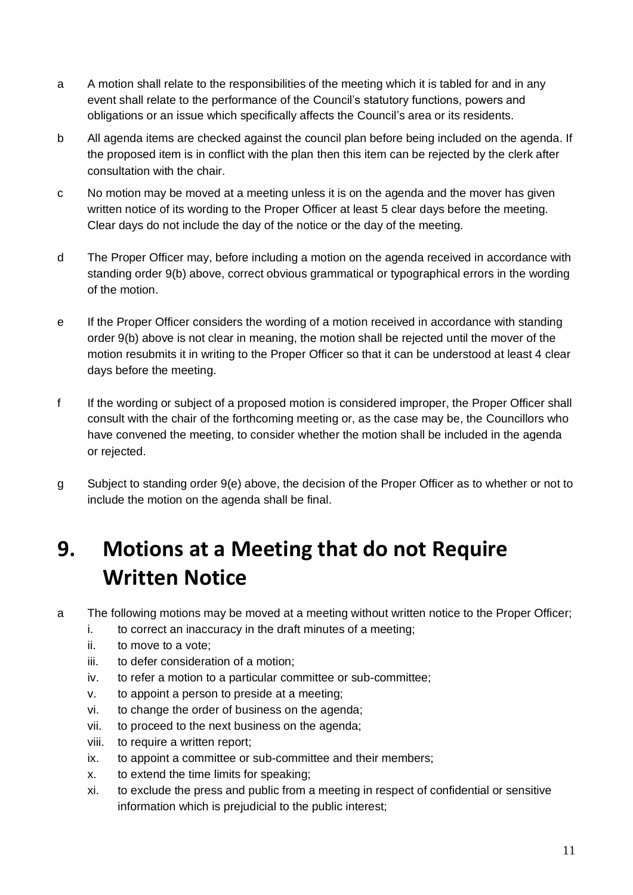a A motion shall relate to the responsibilities of the meeting which it is tabled for and in any event shall relate to the performance of the Council's statutory functions, powers and obligations or an issue which specifically affects the Council's area or its residents.

b All agenda items are checked against the council plan before being included on the agenda. If the proposed item is in conflict with the plan then this item can be rejected by the clerk after consultation with the chair.

c No motion may be moved at a meeting unless it is on the agenda and the mover has given written notice of its wording to the Proper Officer at least 5 clear days before the meeting. Clear days do not include the day of the notice or the day of the meeting.

d The Proper Officer may, before including a motion on the agenda received in accordance with standing order 9(b) above, correct obvious grammatical or typographical errors in the wording of the motion.

e If the Proper Officer considers the wording of a motion received in accordance with standing order 9(b) above is not clear in meaning, the motion shall be rejected until the mover of the motion resubmits it in writing to the Proper Officer so that it can be understood at least 4 clear days before the meeting.

f If the wording or subject of a proposed motion is considered improper, the Proper Officer shall consult with the chair of the forthcoming meeting or, as the case may be, the Councillors who have convened the meeting, to consider whether the motion shall be included in the agenda or rejected.

g Subject to standing order 9(e) above, the decision of the Proper Officer as to whether or not to include the motion on the agenda shall be final.

# 9. Motions at a Meeting that do not Require Written Notice

a The following motions may be moved at a meeting without written notice to the Proper Officer;

   i. to correct an inaccuracy in the draft minutes of a meeting;
   ii. to move to a vote;
   iii. to defer consideration of a motion;
   iv. to refer a motion to a particular committee or sub-committee;
   v. to appoint a person to preside at a meeting;
   vi. to change the order of business on the agenda;
   vii. to proceed to the next business on the agenda;
   viii. to require a written report;
   ix. to appoint a committee or sub-committee and their members;
   x. to extend the time limits for speaking;
   xi. to exclude the press and public from a meeting in respect of confidential or sensitive information which is prejudicial to the public interest;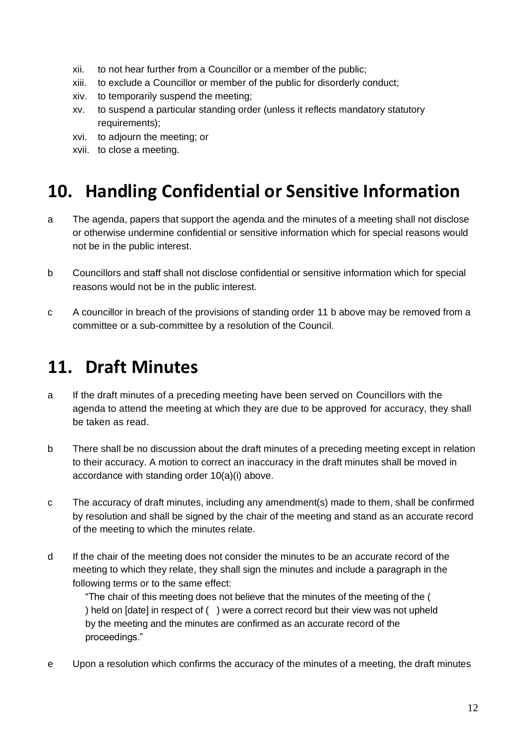xii. to not hear further from a Councillor or a member of the public;
xiii. to exclude a Councillor or member of the public for disorderly conduct;
xiv. to temporarily suspend the meeting;
xv. to suspend a particular standing order (unless it reflects mandatory statutory requirements);
xvi. to adjourn the meeting; or
xvii. to close a meeting.

# 10. Handling Confidential or Sensitive Information

a The agenda, papers that support the agenda and the minutes of a meeting shall not disclose or otherwise undermine confidential or sensitive information which for special reasons would not be in the public interest.

b Councillors and staff shall not disclose confidential or sensitive information which for special reasons would not be in the public interest.

c A councillor in breach of the provisions of standing order 11 b above may be removed from a committee or a sub-committee by a resolution of the Council.

# 11. Draft Minutes

a If the draft minutes of a preceding meeting have been served on Councillors with the agenda to attend the meeting at which they are due to be approved for accuracy, they shall be taken as read.

b There shall be no discussion about the draft minutes of a preceding meeting except in relation to their accuracy. A motion to correct an inaccuracy in the draft minutes shall be moved in accordance with standing order 10(a)(i) above.

c The accuracy of draft minutes, including any amendment(s) made to them, shall be confirmed by resolution and shall be signed by the chair of the meeting and stand as an accurate record of the meeting to which the minutes relate.

d If the chair of the meeting does not consider the minutes to be an accurate record of the meeting to which they relate, they shall sign the minutes and include a paragraph in the following terms or to the same effect:

> "The chair of this meeting does not believe that the minutes of the meeting of the ( ) held on [date] in respect of ( ) were a correct record but their view was not upheld by the meeting and the minutes are confirmed as an accurate record of the proceedings."

e Upon a resolution which confirms the accuracy of the minutes of a meeting, the draft minutes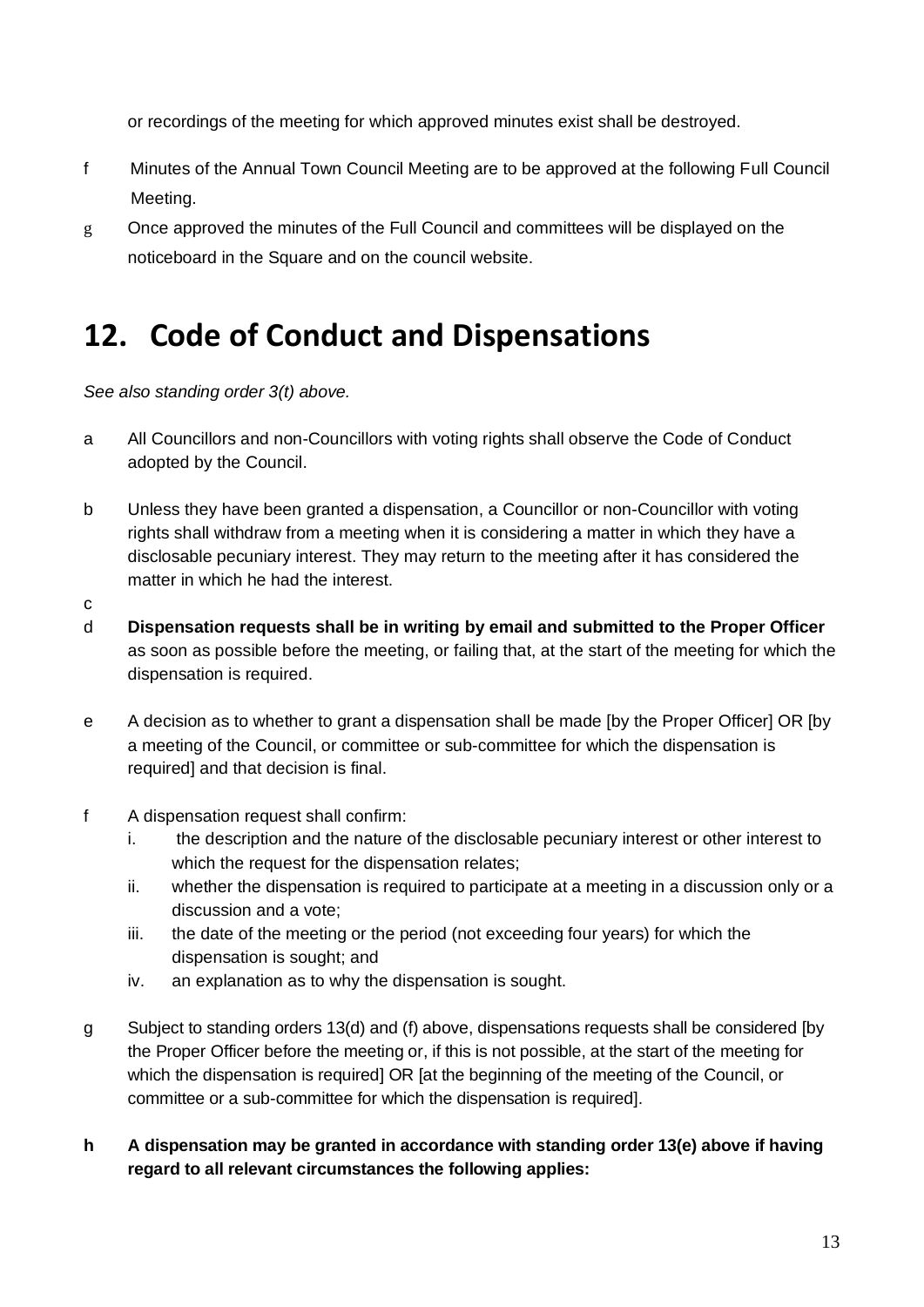or recordings of the meeting for which approved minutes exist shall be destroyed.

f Minutes of the Annual Town Council Meeting are to be approved at the following Full Council Meeting.

g Once approved the minutes of the Full Council and committees will be displayed on the noticeboard in the Square and on the council website.

# 12. Code of Conduct and Dispensations

*See also standing order 3(t) above.*

a All Councillors and non-Councillors with voting rights shall observe the Code of Conduct adopted by the Council.

b Unless they have been granted a dispensation, a Councillor or non-Councillor with voting rights shall withdraw from a meeting when it is considering a matter in which they have a disclosable pecuniary interest. They may return to the meeting after it has considered the matter in which he had the interest.

c

d **Dispensation requests shall be in writing by email and submitted to the Proper Officer** as soon as possible before the meeting, or failing that, at the start of the meeting for which the dispensation is required.

e A decision as to whether to grant a dispensation shall be made [by the Proper Officer] OR [by a meeting of the Council, or committee or sub-committee for which the dispensation is required] and that decision is final.

f A dispensation request shall confirm:
   i. the description and the nature of the disclosable pecuniary interest or other interest to which the request for the dispensation relates;
   ii. whether the dispensation is required to participate at a meeting in a discussion only or a discussion and a vote;
   iii. the date of the meeting or the period (not exceeding four years) for which the dispensation is sought; and
   iv. an explanation as to why the dispensation is sought.

g Subject to standing orders 13(d) and (f) above, dispensations requests shall be considered [by the Proper Officer before the meeting or, if this is not possible, at the start of the meeting for which the dispensation is required] OR [at the beginning of the meeting of the Council, or committee or a sub-committee for which the dispensation is required].

**h A dispensation may be granted in accordance with standing order 13(e) above if having regard to all relevant circumstances the following applies:**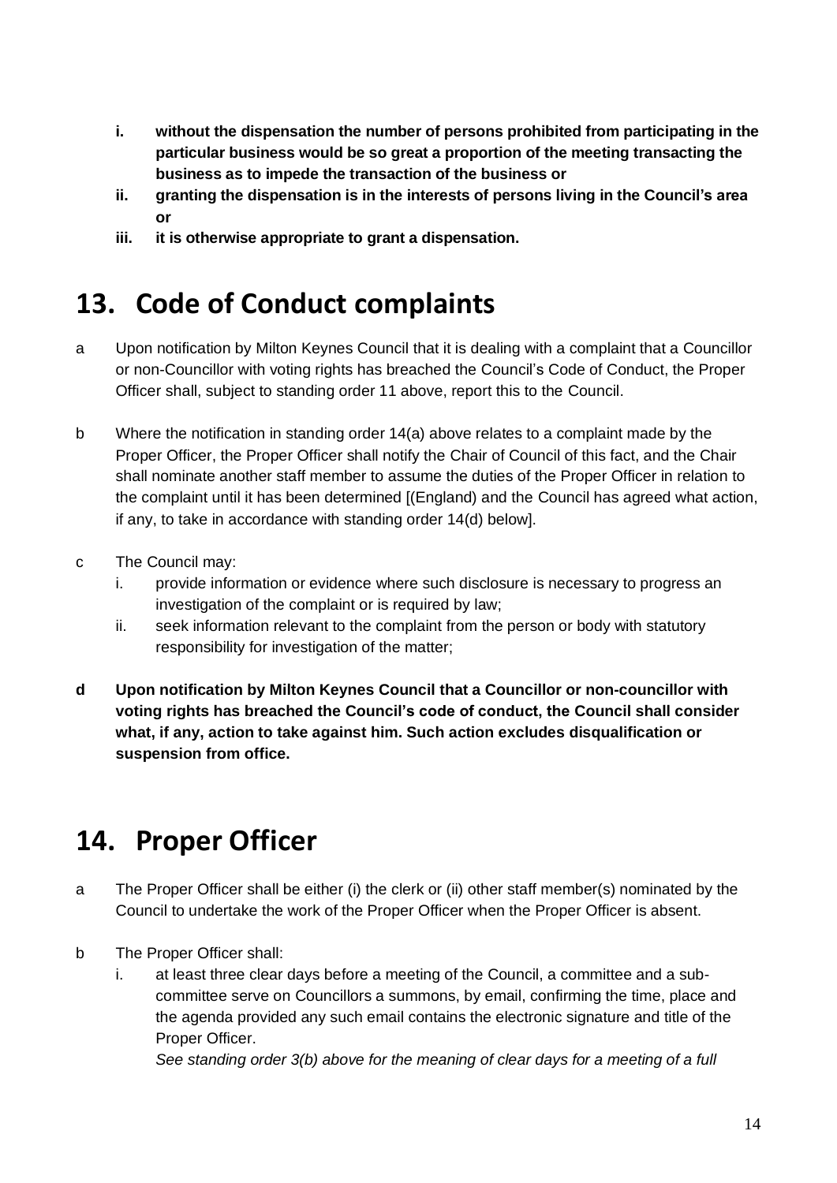- **i. without the dispensation the number of persons prohibited from participating in the particular business would be so great a proportion of the meeting transacting the business as to impede the transaction of the business or**
- **ii. granting the dispensation is in the interests of persons living in the Council's area or**
- **iii. it is otherwise appropriate to grant a dispensation.**

# 13. Code of Conduct complaints

a Upon notification by Milton Keynes Council that it is dealing with a complaint that a Councillor or non-Councillor with voting rights has breached the Council's Code of Conduct, the Proper Officer shall, subject to standing order 11 above, report this to the Council.

b Where the notification in standing order 14(a) above relates to a complaint made by the Proper Officer, the Proper Officer shall notify the Chair of Council of this fact, and the Chair shall nominate another staff member to assume the duties of the Proper Officer in relation to the complaint until it has been determined [(England) and the Council has agreed what action, if any, to take in accordance with standing order 14(d) below].

c The Council may:

i. provide information or evidence where such disclosure is necessary to progress an investigation of the complaint or is required by law;

ii. seek information relevant to the complaint from the person or body with statutory responsibility for investigation of the matter;

**d Upon notification by Milton Keynes Council that a Councillor or non-councillor with voting rights has breached the Council's code of conduct, the Council shall consider what, if any, action to take against him. Such action excludes disqualification or suspension from office.**

# 14. Proper Officer

a The Proper Officer shall be either (i) the clerk or (ii) other staff member(s) nominated by the Council to undertake the work of the Proper Officer when the Proper Officer is absent.

b The Proper Officer shall:

i. at least three clear days before a meeting of the Council, a committee and a sub-committee serve on Councillors a summons, by email, confirming the time, place and the agenda provided any such email contains the electronic signature and title of the Proper Officer.

*See standing order 3(b) above for the meaning of clear days for a meeting of a full*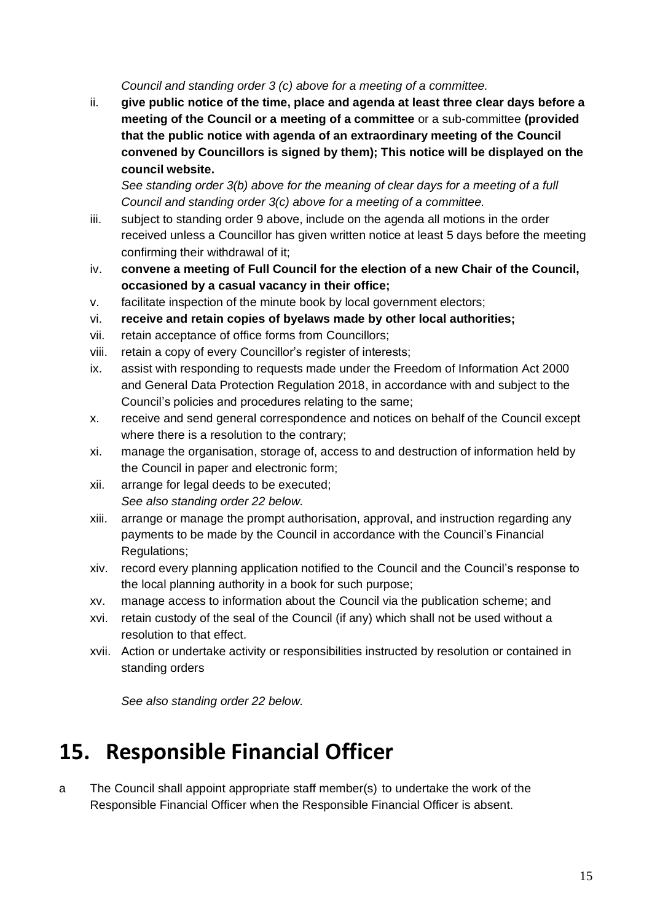*Council and standing order 3 (c) above for a meeting of a committee.*

ii. **give public notice of the time, place and agenda at least three clear days before a meeting of the Council or a meeting of a committee** or a sub-committee **(provided that the public notice with agenda of an extraordinary meeting of the Council convened by Councillors is signed by them); This notice will be displayed on the council website.**

    *See standing order 3(b) above for the meaning of clear days for a meeting of a full Council and standing order 3(c) above for a meeting of a committee.*

iii. subject to standing order 9 above, include on the agenda all motions in the order received unless a Councillor has given written notice at least 5 days before the meeting confirming their withdrawal of it;

iv. **convene a meeting of Full Council for the election of a new Chair of the Council, occasioned by a casual vacancy in their office;**

v. facilitate inspection of the minute book by local government electors;

vi. **receive and retain copies of byelaws made by other local authorities;**

vii. retain acceptance of office forms from Councillors;

viii. retain a copy of every Councillor's register of interests;

ix. assist with responding to requests made under the Freedom of Information Act 2000 and General Data Protection Regulation 2018, in accordance with and subject to the Council's policies and procedures relating to the same;

x. receive and send general correspondence and notices on behalf of the Council except where there is a resolution to the contrary;

xi. manage the organisation, storage of, access to and destruction of information held by the Council in paper and electronic form;

xii. arrange for legal deeds to be executed;

    *See also standing order 22 below.*

xiii. arrange or manage the prompt authorisation, approval, and instruction regarding any payments to be made by the Council in accordance with the Council's Financial Regulations;

xiv. record every planning application notified to the Council and the Council's response to the local planning authority in a book for such purpose;

xv. manage access to information about the Council via the publication scheme; and

xvi. retain custody of the seal of the Council (if any) which shall not be used without a resolution to that effect.

xvii. Action or undertake activity or responsibilities instructed by resolution or contained in standing orders

    *See also standing order 22 below.*

# 15. Responsible Financial Officer

a The Council shall appoint appropriate staff member(s) to undertake the work of the Responsible Financial Officer when the Responsible Financial Officer is absent.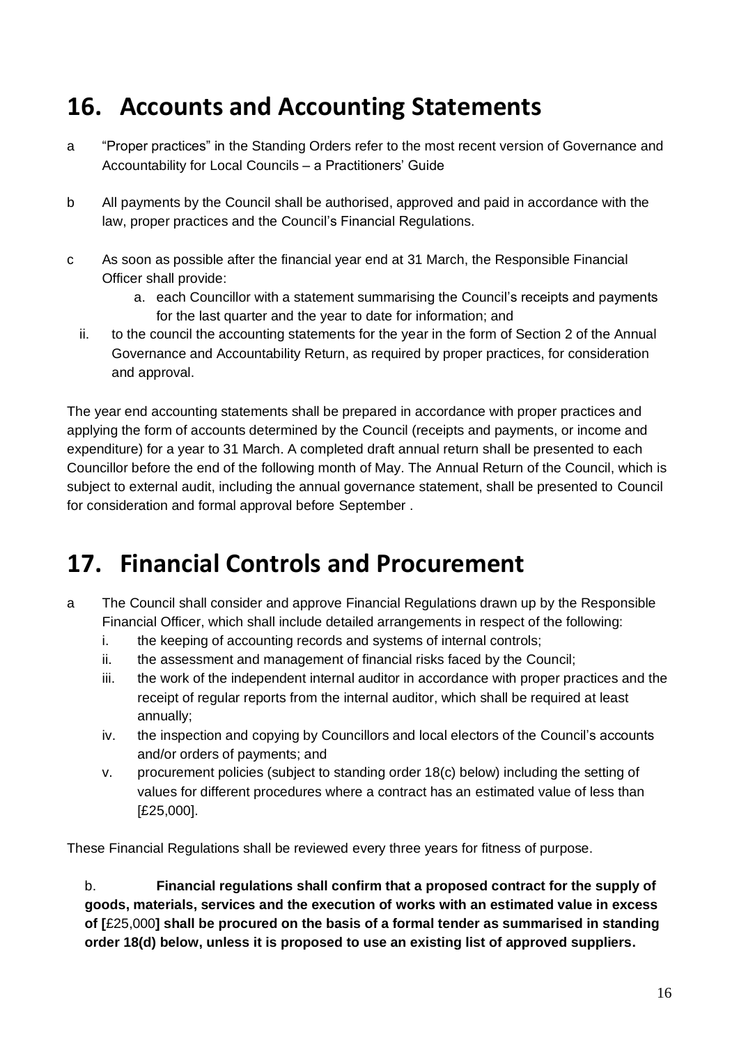# 16. Accounts and Accounting Statements

a "Proper practices" in the Standing Orders refer to the most recent version of Governance and Accountability for Local Councils – a Practitioners' Guide

b All payments by the Council shall be authorised, approved and paid in accordance with the law, proper practices and the Council's Financial Regulations.

c As soon as possible after the financial year end at 31 March, the Responsible Financial Officer shall provide:

   a. each Councillor with a statement summarising the Council's receipts and payments for the last quarter and the year to date for information; and

   ii. to the council the accounting statements for the year in the form of Section 2 of the Annual Governance and Accountability Return, as required by proper practices, for consideration and approval.

The year end accounting statements shall be prepared in accordance with proper practices and applying the form of accounts determined by the Council (receipts and payments, or income and expenditure) for a year to 31 March. A completed draft annual return shall be presented to each Councillor before the end of the following month of May. The Annual Return of the Council, which is subject to external audit, including the annual governance statement, shall be presented to Council for consideration and formal approval before September .

# 17. Financial Controls and Procurement

a The Council shall consider and approve Financial Regulations drawn up by the Responsible Financial Officer, which shall include detailed arrangements in respect of the following:

   i. the keeping of accounting records and systems of internal controls;
   ii. the assessment and management of financial risks faced by the Council;
   iii. the work of the independent internal auditor in accordance with proper practices and the receipt of regular reports from the internal auditor, which shall be required at least annually;
   iv. the inspection and copying by Councillors and local electors of the Council's accounts and/or orders of payments; and
   v. procurement policies (subject to standing order 18(c) below) including the setting of values for different procedures where a contract has an estimated value of less than [£25,000].

These Financial Regulations shall be reviewed every three years for fitness of purpose.

b. **Financial regulations shall confirm that a proposed contract for the supply of goods, materials, services and the execution of works with an estimated value in excess of [**£25,000**] shall be procured on the basis of a formal tender as summarised in standing order 18(d) below, unless it is proposed to use an existing list of approved suppliers.**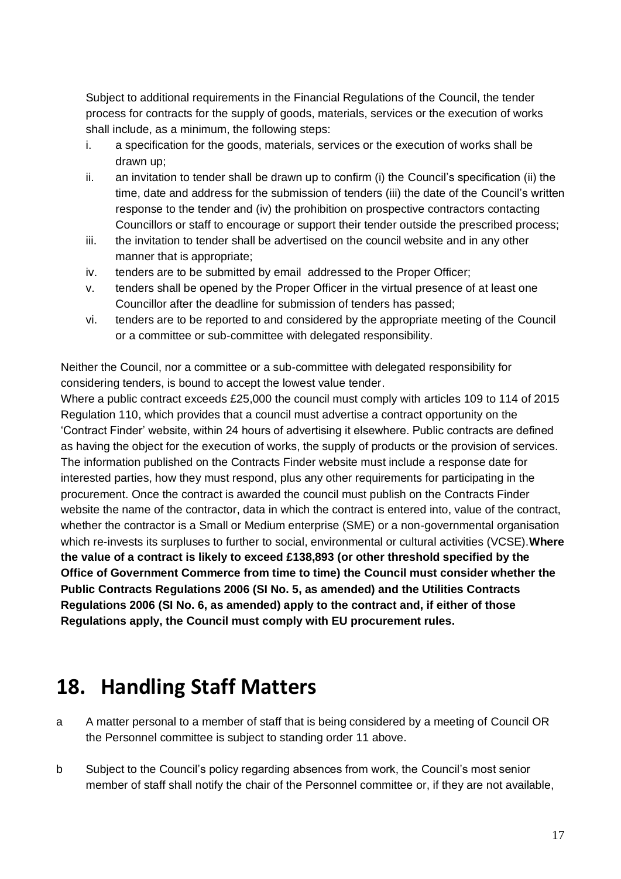Subject to additional requirements in the Financial Regulations of the Council, the tender process for contracts for the supply of goods, materials, services or the execution of works shall include, as a minimum, the following steps:

i. a specification for the goods, materials, services or the execution of works shall be drawn up;
ii. an invitation to tender shall be drawn up to confirm (i) the Council's specification (ii) the time, date and address for the submission of tenders (iii) the date of the Council's written response to the tender and (iv) the prohibition on prospective contractors contacting Councillors or staff to encourage or support their tender outside the prescribed process;
iii. the invitation to tender shall be advertised on the council website and in any other manner that is appropriate;
iv. tenders are to be submitted by email addressed to the Proper Officer;
v. tenders shall be opened by the Proper Officer in the virtual presence of at least one Councillor after the deadline for submission of tenders has passed;
vi. tenders are to be reported to and considered by the appropriate meeting of the Council or a committee or sub-committee with delegated responsibility.

Neither the Council, nor a committee or a sub-committee with delegated responsibility for considering tenders, is bound to accept the lowest value tender.

Where a public contract exceeds £25,000 the council must comply with articles 109 to 114 of 2015 Regulation 110, which provides that a council must advertise a contract opportunity on the 'Contract Finder' website, within 24 hours of advertising it elsewhere. Public contracts are defined as having the object for the execution of works, the supply of products or the provision of services. The information published on the Contracts Finder website must include a response date for interested parties, how they must respond, plus any other requirements for participating in the procurement. Once the contract is awarded the council must publish on the Contracts Finder website the name of the contractor, data in which the contract is entered into, value of the contract, whether the contractor is a Small or Medium enterprise (SME) or a non-governmental organisation which re-invests its surpluses to further to social, environmental or cultural activities (VCSE).**Where the value of a contract is likely to exceed £138,893 (or other threshold specified by the Office of Government Commerce from time to time) the Council must consider whether the Public Contracts Regulations 2006 (SI No. 5, as amended) and the Utilities Contracts Regulations 2006 (SI No. 6, as amended) apply to the contract and, if either of those Regulations apply, the Council must comply with EU procurement rules.**

# 18. Handling Staff Matters

a A matter personal to a member of staff that is being considered by a meeting of Council OR the Personnel committee is subject to standing order 11 above.

b Subject to the Council's policy regarding absences from work, the Council's most senior member of staff shall notify the chair of the Personnel committee or, if they are not available,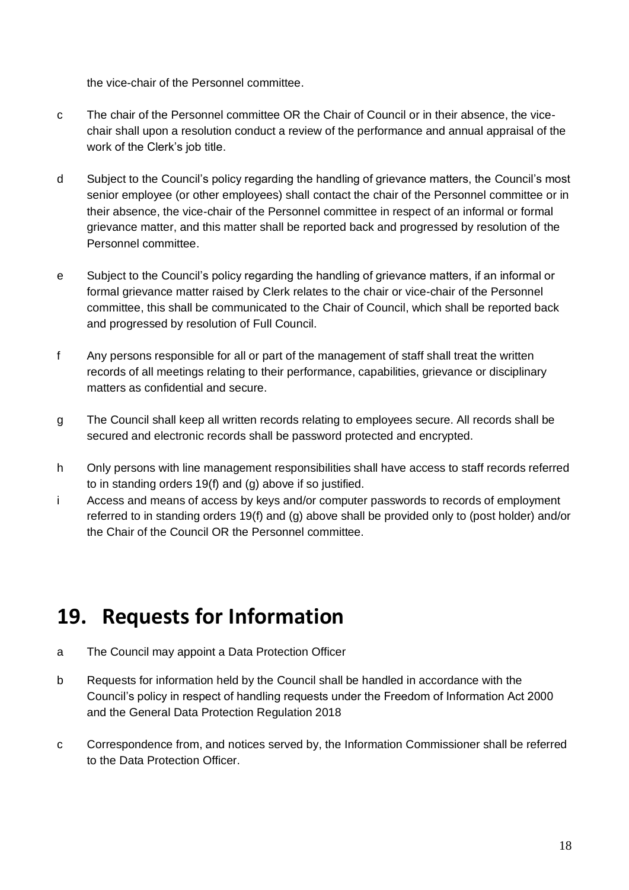the vice-chair of the Personnel committee.

c The chair of the Personnel committee OR the Chair of Council or in their absence, the vice-chair shall upon a resolution conduct a review of the performance and annual appraisal of the work of the Clerk's job title.

d Subject to the Council's policy regarding the handling of grievance matters, the Council's most senior employee (or other employees) shall contact the chair of the Personnel committee or in their absence, the vice-chair of the Personnel committee in respect of an informal or formal grievance matter, and this matter shall be reported back and progressed by resolution of the Personnel committee.

e Subject to the Council's policy regarding the handling of grievance matters, if an informal or formal grievance matter raised by Clerk relates to the chair or vice-chair of the Personnel committee, this shall be communicated to the Chair of Council, which shall be reported back and progressed by resolution of Full Council.

f Any persons responsible for all or part of the management of staff shall treat the written records of all meetings relating to their performance, capabilities, grievance or disciplinary matters as confidential and secure.

g The Council shall keep all written records relating to employees secure. All records shall be secured and electronic records shall be password protected and encrypted.

h Only persons with line management responsibilities shall have access to staff records referred to in standing orders 19(f) and (g) above if so justified.

i Access and means of access by keys and/or computer passwords to records of employment referred to in standing orders 19(f) and (g) above shall be provided only to (post holder) and/or the Chair of the Council OR the Personnel committee.

## 19. Requests for Information

a The Council may appoint a Data Protection Officer

b Requests for information held by the Council shall be handled in accordance with the Council's policy in respect of handling requests under the Freedom of Information Act 2000 and the General Data Protection Regulation 2018

c Correspondence from, and notices served by, the Information Commissioner shall be referred to the Data Protection Officer.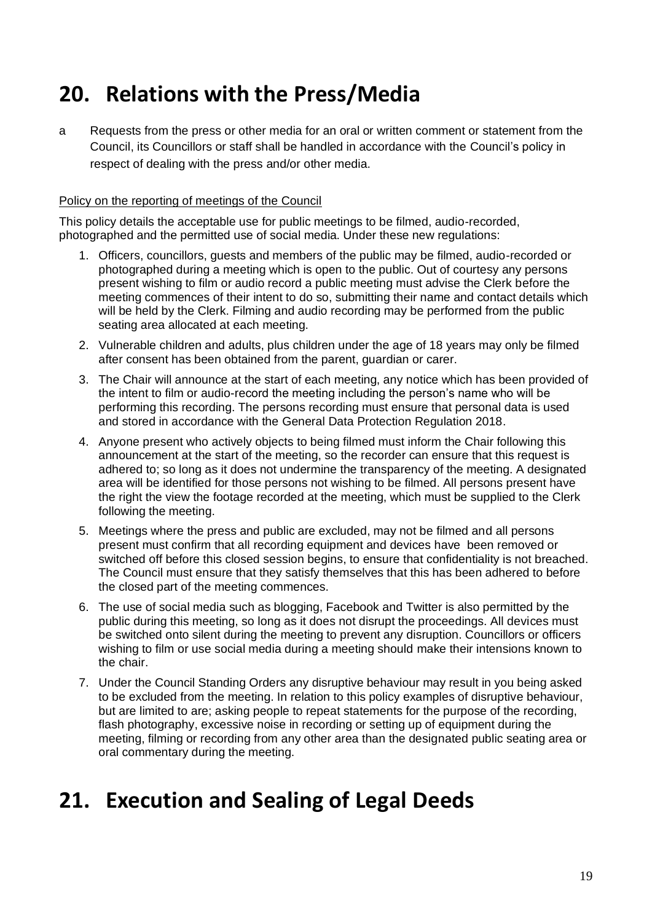# 20. Relations with the Press/Media

a Requests from the press or other media for an oral or written comment or statement from the Council, its Councillors or staff shall be handled in accordance with the Council's policy in respect of dealing with the press and/or other media.

Policy on the reporting of meetings of the Council

This policy details the acceptable use for public meetings to be filmed, audio-recorded, photographed and the permitted use of social media. Under these new regulations:

1. Officers, councillors, guests and members of the public may be filmed, audio-recorded or photographed during a meeting which is open to the public. Out of courtesy any persons present wishing to film or audio record a public meeting must advise the Clerk before the meeting commences of their intent to do so, submitting their name and contact details which will be held by the Clerk. Filming and audio recording may be performed from the public seating area allocated at each meeting.
2. Vulnerable children and adults, plus children under the age of 18 years may only be filmed after consent has been obtained from the parent, guardian or carer.
3. The Chair will announce at the start of each meeting, any notice which has been provided of the intent to film or audio-record the meeting including the person's name who will be performing this recording. The persons recording must ensure that personal data is used and stored in accordance with the General Data Protection Regulation 2018.
4. Anyone present who actively objects to being filmed must inform the Chair following this announcement at the start of the meeting, so the recorder can ensure that this request is adhered to; so long as it does not undermine the transparency of the meeting. A designated area will be identified for those persons not wishing to be filmed. All persons present have the right the view the footage recorded at the meeting, which must be supplied to the Clerk following the meeting.
5. Meetings where the press and public are excluded, may not be filmed and all persons present must confirm that all recording equipment and devices have been removed or switched off before this closed session begins, to ensure that confidentiality is not breached. The Council must ensure that they satisfy themselves that this has been adhered to before the closed part of the meeting commences.
6. The use of social media such as blogging, Facebook and Twitter is also permitted by the public during this meeting, so long as it does not disrupt the proceedings. All devices must be switched onto silent during the meeting to prevent any disruption. Councillors or officers wishing to film or use social media during a meeting should make their intensions known to the chair.
7. Under the Council Standing Orders any disruptive behaviour may result in you being asked to be excluded from the meeting. In relation to this policy examples of disruptive behaviour, but are limited to are; asking people to repeat statements for the purpose of the recording, flash photography, excessive noise in recording or setting up of equipment during the meeting, filming or recording from any other area than the designated public seating area or oral commentary during the meeting.

# 21. Execution and Sealing of Legal Deeds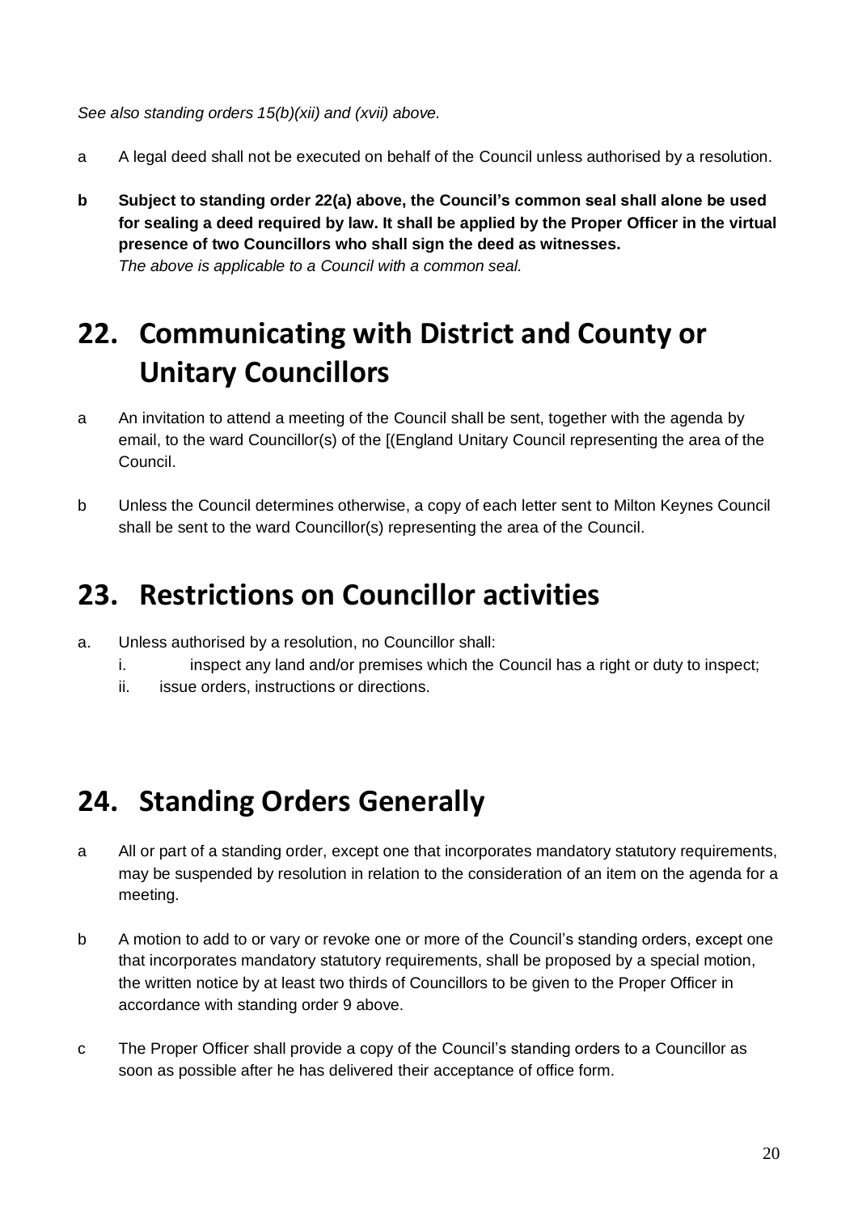*See also standing orders 15(b)(xii) and (xvii) above.*

a A legal deed shall not be executed on behalf of the Council unless authorised by a resolution.

**b Subject to standing order 22(a) above, the Council's common seal shall alone be used for sealing a deed required by law. It shall be applied by the Proper Officer in the virtual presence of two Councillors who shall sign the deed as witnesses.**
*The above is applicable to a Council with a common seal.*

## 22. Communicating with District and County or Unitary Councillors

a An invitation to attend a meeting of the Council shall be sent, together with the agenda by email, to the ward Councillor(s) of the [(England Unitary Council representing the area of the Council.

b Unless the Council determines otherwise, a copy of each letter sent to Milton Keynes Council shall be sent to the ward Councillor(s) representing the area of the Council.

## 23. Restrictions on Councillor activities

a. Unless authorised by a resolution, no Councillor shall:
   i. inspect any land and/or premises which the Council has a right or duty to inspect;
   ii. issue orders, instructions or directions.

## 24. Standing Orders Generally

a All or part of a standing order, except one that incorporates mandatory statutory requirements, may be suspended by resolution in relation to the consideration of an item on the agenda for a meeting.

b A motion to add to or vary or revoke one or more of the Council's standing orders, except one that incorporates mandatory statutory requirements, shall be proposed by a special motion, the written notice by at least two thirds of Councillors to be given to the Proper Officer in accordance with standing order 9 above.

c The Proper Officer shall provide a copy of the Council's standing orders to a Councillor as soon as possible after he has delivered their acceptance of office form.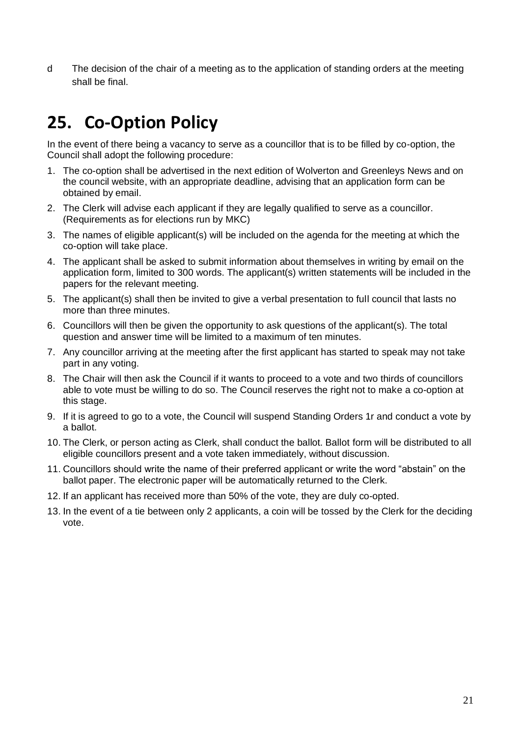d The decision of the chair of a meeting as to the application of standing orders at the meeting shall be final.

# 25. Co-Option Policy

In the event of there being a vacancy to serve as a councillor that is to be filled by co-option, the Council shall adopt the following procedure:

1. The co-option shall be advertised in the next edition of Wolverton and Greenleys News and on the council website, with an appropriate deadline, advising that an application form can be obtained by email.
2. The Clerk will advise each applicant if they are legally qualified to serve as a councillor. (Requirements as for elections run by MKC)
3. The names of eligible applicant(s) will be included on the agenda for the meeting at which the co-option will take place.
4. The applicant shall be asked to submit information about themselves in writing by email on the application form, limited to 300 words. The applicant(s) written statements will be included in the papers for the relevant meeting.
5. The applicant(s) shall then be invited to give a verbal presentation to full council that lasts no more than three minutes.
6. Councillors will then be given the opportunity to ask questions of the applicant(s). The total question and answer time will be limited to a maximum of ten minutes.
7. Any councillor arriving at the meeting after the first applicant has started to speak may not take part in any voting.
8. The Chair will then ask the Council if it wants to proceed to a vote and two thirds of councillors able to vote must be willing to do so. The Council reserves the right not to make a co-option at this stage.
9. If it is agreed to go to a vote, the Council will suspend Standing Orders 1r and conduct a vote by a ballot.
10. The Clerk, or person acting as Clerk, shall conduct the ballot. Ballot form will be distributed to all eligible councillors present and a vote taken immediately, without discussion.
11. Councillors should write the name of their preferred applicant or write the word "abstain" on the ballot paper. The electronic paper will be automatically returned to the Clerk.
12. If an applicant has received more than 50% of the vote, they are duly co-opted.
13. In the event of a tie between only 2 applicants, a coin will be tossed by the Clerk for the deciding vote.